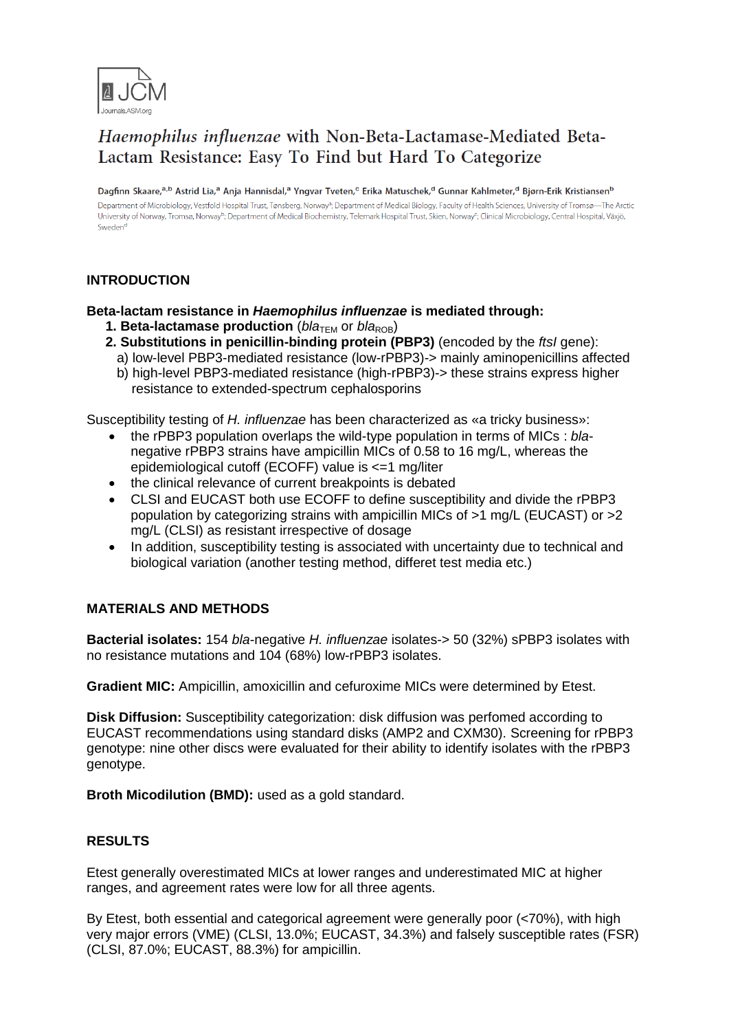JCM
Journals.ASM.org

# *Haemophilus influenzae* with Non-Beta-Lactamase-Mediated Beta-Lactam Resistance: Easy To Find but Hard To Categorize

Dagfinn Skaare,[a,b] Astrid Lia,[a] Anja Hannisdal,[a] Yngvar Tveten,[c] Erika Matuschek,[d] Gunnar Kahlmeter,[d] Bjørn-Erik Kristiansen[b]

Department of Microbiology, Vestfold Hospital Trust, Tønsberg, Norway[a]; Department of Medical Biology, Faculty of Health Sciences, University of Tromsø—The Arctic University of Norway, Tromsø, Norway[b]; Department of Medical Biochemistry, Telemark Hospital Trust, Skien, Norway[c]; Clinical Microbiology, Central Hospital, Växjö, Sweden[d]

## INTRODUCTION

**Beta-lactam resistance in *Haemophilus influenzae* is mediated through:**

1. **Beta-lactamase production** (*$bla_{TEM}$* or *$bla_{ROB}$*)
2. **Substitutions in penicillin-binding protein (PBP3)** (encoded by the *ftsI* gene):
   a) low-level PBP3-mediated resistance (low-rPBP3)-> mainly aminopenicillins affected
   b) high-level PBP3-mediated resistance (high-rPBP3)-> these strains express higher resistance to extended-spectrum cephalosporins

Susceptibility testing of *H. influenzae* has been characterized as «a tricky business»:

- the rPBP3 population overlaps the wild-type population in terms of MICs : *bla*-negative rPBP3 strains have ampicillin MICs of 0.58 to 16 mg/L, whereas the epidemiological cutoff (ECOFF) value is <=1 mg/liter
- the clinical relevance of current breakpoints is debated
- CLSI and EUCAST both use ECOFF to define susceptibility and divide the rPBP3 population by categorizing strains with ampicillin MICs of >1 mg/L (EUCAST) or >2 mg/L (CLSI) as resistant irrespective of dosage
- In addition, susceptibility testing is associated with uncertainty due to technical and biological variation (another testing method, differet test media etc.)

## MATERIALS AND METHODS

**Bacterial isolates:** 154 *bla*-negative *H. influenzae* isolates-> 50 (32%) sPBP3 isolates with no resistance mutations and 104 (68%) low-rPBP3 isolates.

**Gradient MIC:** Ampicillin, amoxicillin and cefuroxime MICs were determined by Etest.

**Disk Diffusion:** Susceptibility categorization: disk diffusion was perfomed according to EUCAST recommendations using standard disks (AMP2 and CXM30). Screening for rPBP3 genotype: nine other discs were evaluated for their ability to identify isolates with the rPBP3 genotype.

**Broth Micodilution (BMD):** used as a gold standard.

## RESULTS

Etest generally overestimated MICs at lower ranges and underestimated MIC at higher ranges, and agreement rates were low for all three agents.

By Etest, both essential and categorical agreement were generally poor (<70%), with high very major errors (VME) (CLSI, 13.0%; EUCAST, 34.3%) and falsely susceptible rates (FSR) (CLSI, 87.0%; EUCAST, 88.3%) for ampicillin.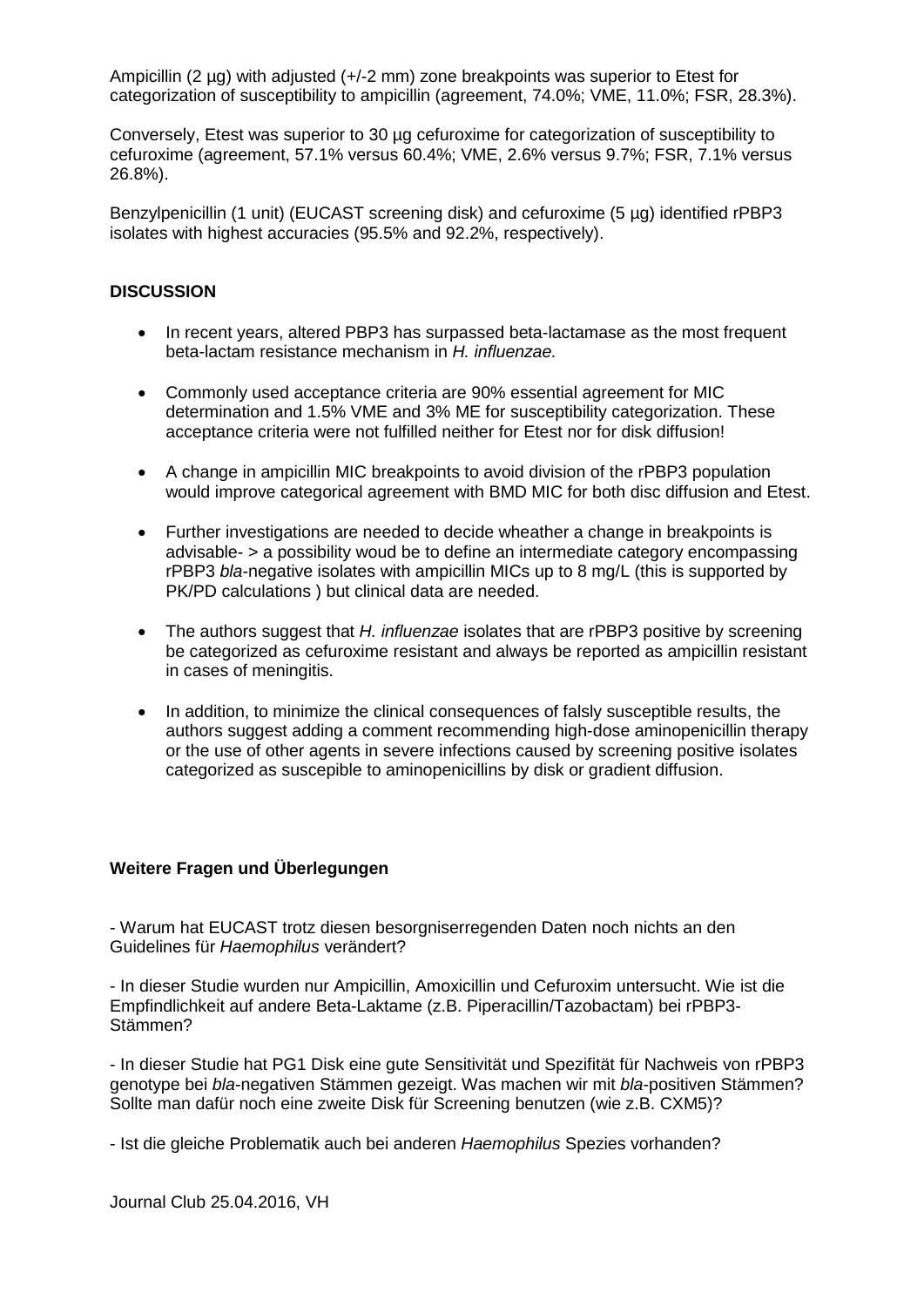Ampicillin (2 µg) with adjusted (+/-2 mm) zone breakpoints was superior to Etest for categorization of susceptibility to ampicillin (agreement, 74.0%; VME, 11.0%; FSR, 28.3%).

Conversely, Etest was superior to 30 µg cefuroxime for categorization of susceptibility to cefuroxime (agreement, 57.1% versus 60.4%; VME, 2.6% versus 9.7%; FSR, 7.1% versus 26.8%).

Benzylpenicillin (1 unit) (EUCAST screening disk) and cefuroxime (5 µg) identified rPBP3 isolates with highest accuracies (95.5% and 92.2%, respectively).

**DISCUSSION**

- In recent years, altered PBP3 has surpassed beta-lactamase as the most frequent beta-lactam resistance mechanism in *H. influenzae.*
- Commonly used acceptance criteria are 90% essential agreement for MIC determination and 1.5% VME and 3% ME for susceptibility categorization. These acceptance criteria were not fulfilled neither for Etest nor for disk diffusion!
- A change in ampicillin MIC breakpoints to avoid division of the rPBP3 population would improve categorical agreement with BMD MIC for both disc diffusion and Etest.
- Further investigations are needed to decide wheather a change in breakpoints is advisable- > a possibility woud be to define an intermediate category encompassing rPBP3 *bla*-negative isolates with ampicillin MICs up to 8 mg/L (this is supported by PK/PD calculations ) but clinical data are needed.
- The authors suggest that *H. influenzae* isolates that are rPBP3 positive by screening be categorized as cefuroxime resistant and always be reported as ampicillin resistant in cases of meningitis.
- In addition, to minimize the clinical consequences of falsly susceptible results, the authors suggest adding a comment recommending high-dose aminopenicillin therapy or the use of other agents in severe infections caused by screening positive isolates categorized as suscepible to aminopenicillins by disk or gradient diffusion.

**Weitere Fragen und Überlegungen**

- Warum hat EUCAST trotz diesen besorgniserregenden Daten noch nichts an den Guidelines für *Haemophilus* verändert?

- In dieser Studie wurden nur Ampicillin, Amoxicillin und Cefuroxim untersucht. Wie ist die Empfindlichkeit auf andere Beta-Laktame (z.B. Piperacillin/Tazobactam) bei rPBP3-Stämmen?

- In dieser Studie hat PG1 Disk eine gute Sensitivität und Spezifität für Nachweis von rPBP3 genotype bei *bla*-negativen Stämmen gezeigt. Was machen wir mit *bla*-positiven Stämmen? Sollte man dafür noch eine zweite Disk für Screening benutzen (wie z.B. CXM5)?

- Ist die gleiche Problematik auch bei anderen *Haemophilus* Spezies vorhanden?

Journal Club 25.04.2016, VH